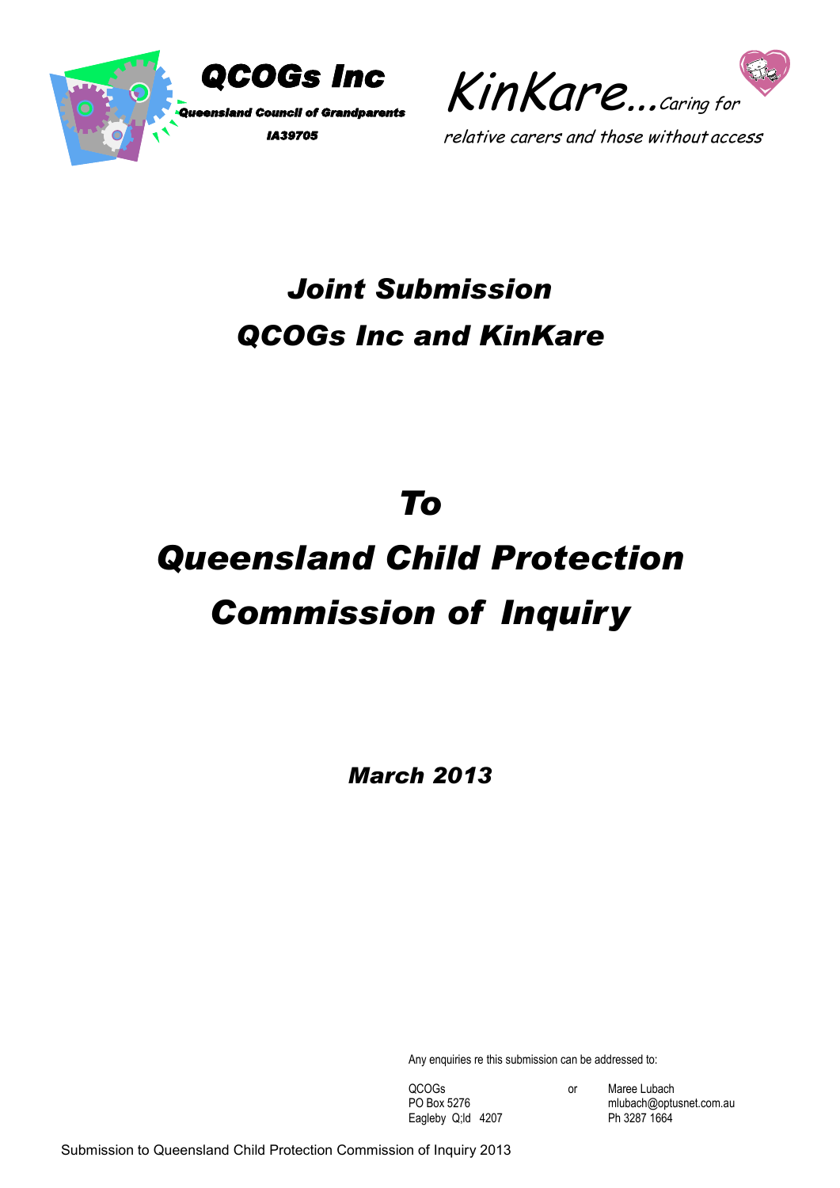**QCOGs Inc**

*Queensland Council of Grandparents*

*IA39705*

*KinKare...Caring for relative carers and those without access*

# *Joint Submission*
# *QCOGs Inc and KinKare*

# *To*
# *Queensland Child Protection Commission of Inquiry*

***March 2013***

Any enquiries re this submission can be addressed to:

| | | |
|---|---|---|
| QCOGs | or | Maree Lubach |
| PO Box 5276 | | mlubach@optusnet.com.au |
| Eagleby Q;ld 4207 | | Ph 3287 1664 |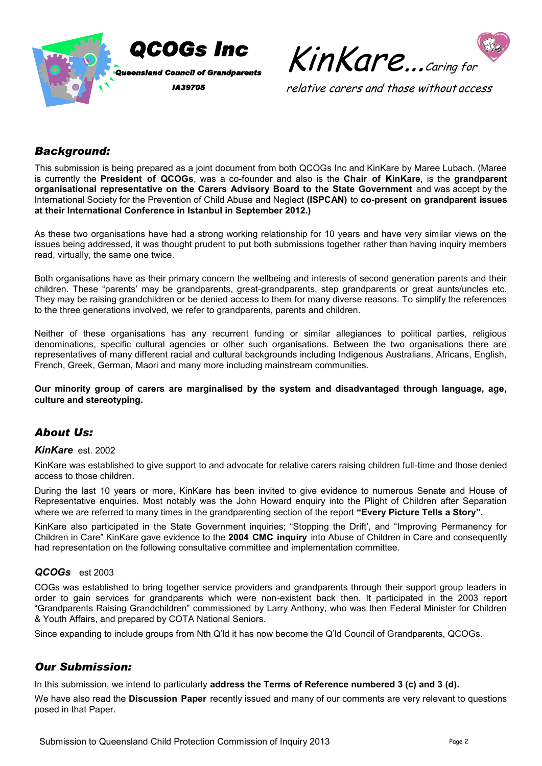**QCOGs Inc**

*Queensland Council of Grandparents*

*IA39705*

*KinKare...Caring for relative carers and those without access*

## *Background:*

This submission is being prepared as a joint document from both QCOGs Inc and KinKare by Maree Lubach. (Maree is currently the **President of QCOGs**, was a co-founder and also is the **Chair of KinKare**, is the **grandparent organisational representative on the Carers Advisory Board to the State Government** and was accept by the International Society for the Prevention of Child Abuse and Neglect **(ISPCAN)** to **co-present on grandparent issues at their International Conference in Istanbul in September 2012.)**

As these two organisations have had a strong working relationship for 10 years and have very similar views on the issues being addressed, it was thought prudent to put both submissions together rather than having inquiry members read, virtually, the same one twice.

Both organisations have as their primary concern the wellbeing and interests of second generation parents and their children. These "parents' may be grandparents, great-grandparents, step grandparents or great aunts/uncles etc. They may be raising grandchildren or be denied access to them for many diverse reasons. To simplify the references to the three generations involved, we refer to grandparents, parents and children.

Neither of these organisations has any recurrent funding or similar allegiances to political parties, religious denominations, specific cultural agencies or other such organisations. Between the two organisations there are representatives of many different racial and cultural backgrounds including Indigenous Australians, Africans, English, French, Greek, German, Maori and many more including mainstream communities.

**Our minority group of carers are marginalised by the system and disadvantaged through language, age, culture and stereotyping.**

## *About Us:*

### *KinKare* est. 2002

KinKare was established to give support to and advocate for relative carers raising children full-time and those denied access to those children.

During the last 10 years or more, KinKare has been invited to give evidence to numerous Senate and House of Representative enquiries. Most notably was the John Howard enquiry into the Plight of Children after Separation where we are referred to many times in the grandparenting section of the report **"Every Picture Tells a Story".**

KinKare also participated in the State Government inquiries; "Stopping the Drift', and "Improving Permanency for Children in Care" KinKare gave evidence to the **2004 CMC inquiry** into Abuse of Children in Care and consequently had representation on the following consultative committee and implementation committee.

### *QCOGs* est 2003

COGs was established to bring together service providers and grandparents through their support group leaders in order to gain services for grandparents which were non-existent back then. It participated in the 2003 report "Grandparents Raising Grandchildren" commissioned by Larry Anthony, who was then Federal Minister for Children & Youth Affairs, and prepared by COTA National Seniors.

Since expanding to include groups from Nth Q'ld it has now become the Q'ld Council of Grandparents, QCOGs.

## *Our Submission:*

In this submission, we intend to particularly **address the Terms of Reference numbered 3 (c) and 3 (d).**

We have also read the **Discussion Paper** recently issued and many of our comments are very relevant to questions posed in that Paper.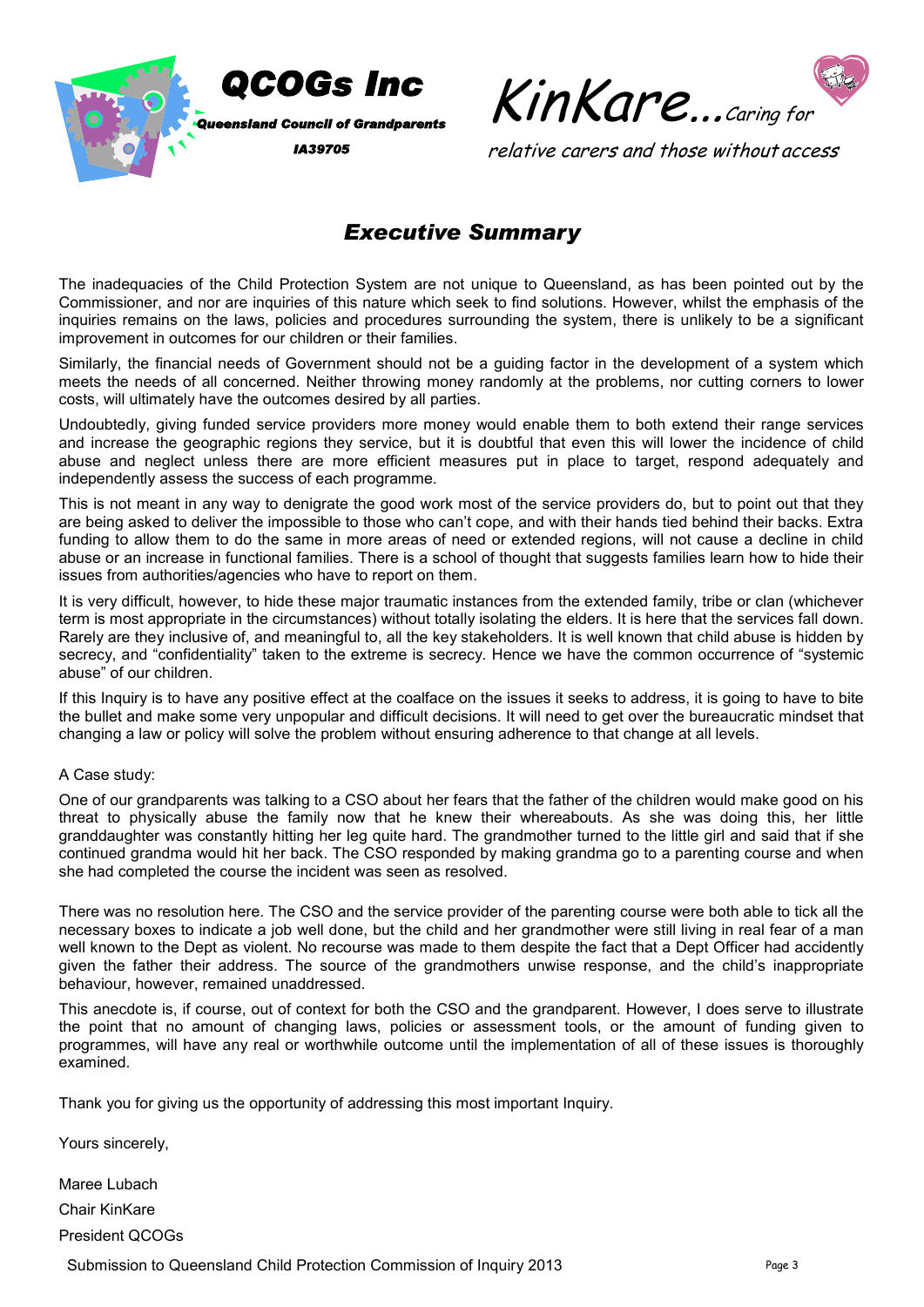**QCOGs Inc**

**Queensland Council of Grandparents**

**IA39705**

*KinKare...Caring for relative carers and those without access*

## *Executive Summary*

The inadequacies of the Child Protection System are not unique to Queensland, as has been pointed out by the Commissioner, and nor are inquiries of this nature which seek to find solutions. However, whilst the emphasis of the inquiries remains on the laws, policies and procedures surrounding the system, there is unlikely to be a significant improvement in outcomes for our children or their families.

Similarly, the financial needs of Government should not be a guiding factor in the development of a system which meets the needs of all concerned. Neither throwing money randomly at the problems, nor cutting corners to lower costs, will ultimately have the outcomes desired by all parties.

Undoubtedly, giving funded service providers more money would enable them to both extend their range services and increase the geographic regions they service, but it is doubtful that even this will lower the incidence of child abuse and neglect unless there are more efficient measures put in place to target, respond adequately and independently assess the success of each programme.

This is not meant in any way to denigrate the good work most of the service providers do, but to point out that they are being asked to deliver the impossible to those who can't cope, and with their hands tied behind their backs. Extra funding to allow them to do the same in more areas of need or extended regions, will not cause a decline in child abuse or an increase in functional families. There is a school of thought that suggests families learn how to hide their issues from authorities/agencies who have to report on them.

It is very difficult, however, to hide these major traumatic instances from the extended family, tribe or clan (whichever term is most appropriate in the circumstances) without totally isolating the elders. It is here that the services fall down. Rarely are they inclusive of, and meaningful to, all the key stakeholders. It is well known that child abuse is hidden by secrecy, and "confidentiality" taken to the extreme is secrecy. Hence we have the common occurrence of "systemic abuse" of our children.

If this Inquiry is to have any positive effect at the coalface on the issues it seeks to address, it is going to have to bite the bullet and make some very unpopular and difficult decisions. It will need to get over the bureaucratic mindset that changing a law or policy will solve the problem without ensuring adherence to that change at all levels.

A Case study:

One of our grandparents was talking to a CSO about her fears that the father of the children would make good on his threat to physically abuse the family now that he knew their whereabouts. As she was doing this, her little granddaughter was constantly hitting her leg quite hard. The grandmother turned to the little girl and said that if she continued grandma would hit her back. The CSO responded by making grandma go to a parenting course and when she had completed the course the incident was seen as resolved.

There was no resolution here. The CSO and the service provider of the parenting course were both able to tick all the necessary boxes to indicate a job well done, but the child and her grandmother were still living in real fear of a man well known to the Dept as violent. No recourse was made to them despite the fact that a Dept Officer had accidently given the father their address. The source of the grandmothers unwise response, and the child's inappropriate behaviour, however, remained unaddressed.

This anecdote is, if course, out of context for both the CSO and the grandparent. However, I does serve to illustrate the point that no amount of changing laws, policies or assessment tools, or the amount of funding given to programmes, will have any real or worthwhile outcome until the implementation of all of these issues is thoroughly examined.

Thank you for giving us the opportunity of addressing this most important Inquiry.

Yours sincerely,

Maree Lubach

Chair KinKare

President QCOGs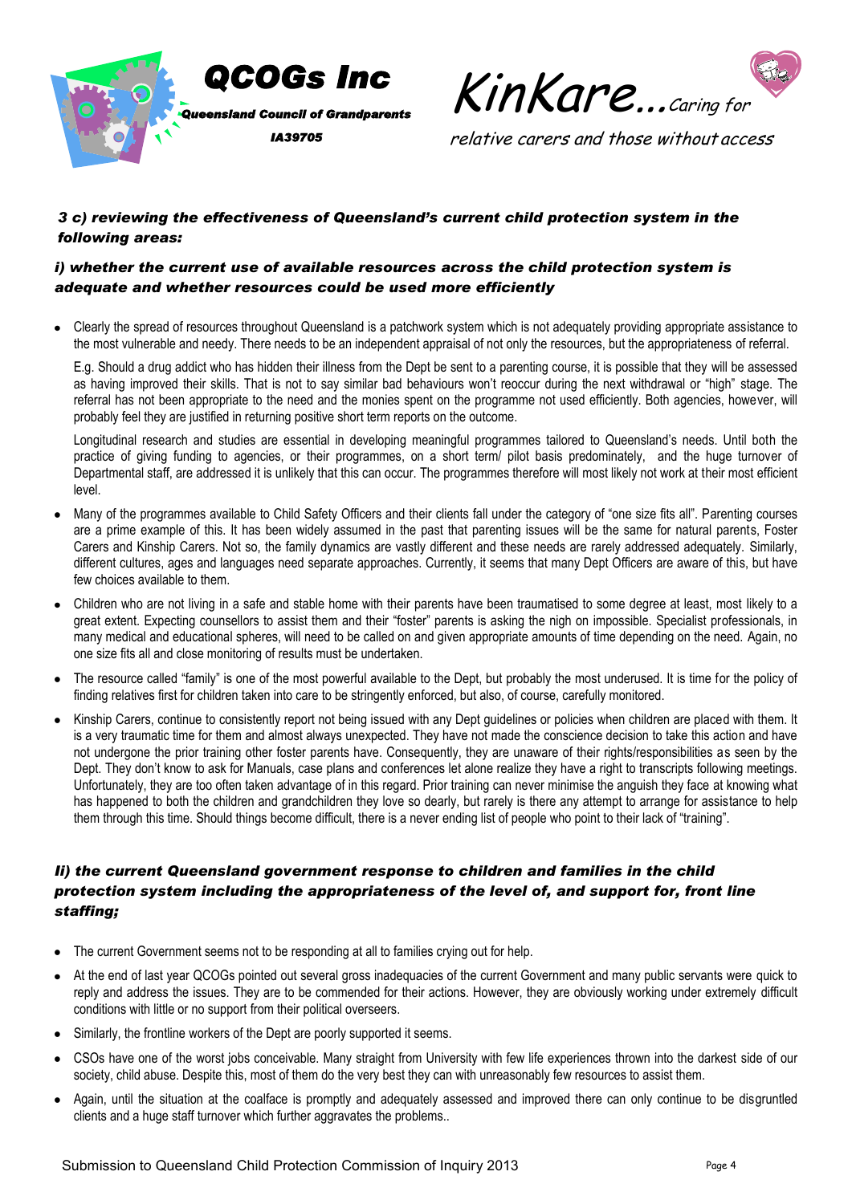### 3 c) reviewing the effectiveness of Queensland's current child protection system in the following areas:

### i) whether the current use of available resources across the child protection system is adequate and whether resources could be used more efficiently

- Clearly the spread of resources throughout Queensland is a patchwork system which is not adequately providing appropriate assistance to the most vulnerable and needy. There needs to be an independent appraisal of not only the resources, but the appropriateness of referral.

  E.g. Should a drug addict who has hidden their illness from the Dept be sent to a parenting course, it is possible that they will be assessed as having improved their skills. That is not to say similar bad behaviours won't reoccur during the next withdrawal or "high" stage. The referral has not been appropriate to the need and the monies spent on the programme not used efficiently. Both agencies, however, will probably feel they are justified in returning positive short term reports on the outcome.

  Longitudinal research and studies are essential in developing meaningful programmes tailored to Queensland's needs. Until both the practice of giving funding to agencies, or their programmes, on a short term/ pilot basis predominately, and the huge turnover of Departmental staff, are addressed it is unlikely that this can occur. The programmes therefore will most likely not work at their most efficient level.

- Many of the programmes available to Child Safety Officers and their clients fall under the category of "one size fits all". Parenting courses are a prime example of this. It has been widely assumed in the past that parenting issues will be the same for natural parents, Foster Carers and Kinship Carers. Not so, the family dynamics are vastly different and these needs are rarely addressed adequately. Similarly, different cultures, ages and languages need separate approaches. Currently, it seems that many Dept Officers are aware of this, but have few choices available to them.

- Children who are not living in a safe and stable home with their parents have been traumatised to some degree at least, most likely to a great extent. Expecting counsellors to assist them and their "foster" parents is asking the nigh on impossible. Specialist professionals, in many medical and educational spheres, will need to be called on and given appropriate amounts of time depending on the need. Again, no one size fits all and close monitoring of results must be undertaken.

- The resource called "family" is one of the most powerful available to the Dept, but probably the most underused. It is time for the policy of finding relatives first for children taken into care to be stringently enforced, but also, of course, carefully monitored.

- Kinship Carers, continue to consistently report not being issued with any Dept guidelines or policies when children are placed with them. It is a very traumatic time for them and almost always unexpected. They have not made the conscience decision to take this action and have not undergone the prior training other foster parents have. Consequently, they are unaware of their rights/responsibilities as seen by the Dept. They don't know to ask for Manuals, case plans and conferences let alone realize they have a right to transcripts following meetings. Unfortunately, they are too often taken advantage of in this regard. Prior training can never minimise the anguish they face at knowing what has happened to both the children and grandchildren they love so dearly, but rarely is there any attempt to arrange for assistance to help them through this time. Should things become difficult, there is a never ending list of people who point to their lack of "training".

### Ii) the current Queensland government response to children and families in the child protection system including the appropriateness of the level of, and support for, front line staffing;

- The current Government seems not to be responding at all to families crying out for help.
- At the end of last year QCOGs pointed out several gross inadequacies of the current Government and many public servants were quick to reply and address the issues. They are to be commended for their actions. However, they are obviously working under extremely difficult conditions with little or no support from their political overseers.
- Similarly, the frontline workers of the Dept are poorly supported it seems.
- CSOs have one of the worst jobs conceivable. Many straight from University with few life experiences thrown into the darkest side of our society, child abuse. Despite this, most of them do the very best they can with unreasonably few resources to assist them.
- Again, until the situation at the coalface is promptly and adequately assessed and improved there can only continue to be disgruntled clients and a huge staff turnover which further aggravates the problems..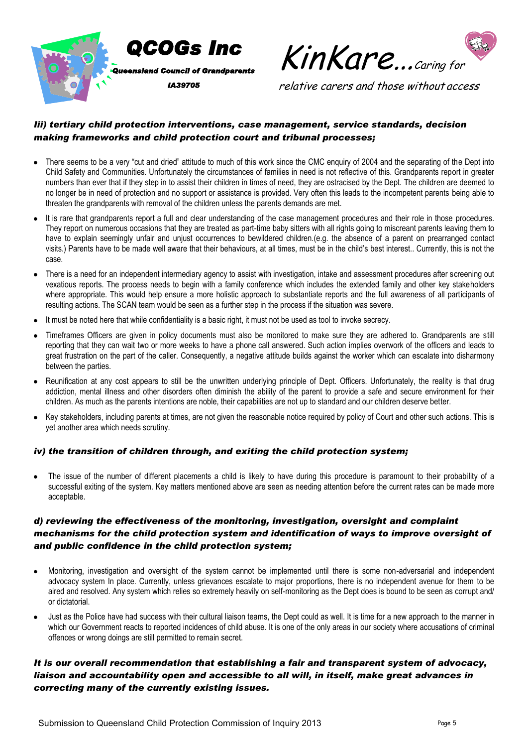### iii) tertiary child protection interventions, case management, service standards, decision making frameworks and child protection court and tribunal processes;

- There seems to be a very "cut and dried" attitude to much of this work since the CMC enquiry of 2004 and the separating of the Dept into Child Safety and Communities. Unfortunately the circumstances of families in need is not reflective of this. Grandparents report in greater numbers than ever that if they step in to assist their children in times of need, they are ostracised by the Dept. The children are deemed to no longer be in need of protection and no support or assistance is provided. Very often this leads to the incompetent parents being able to threaten the grandparents with removal of the children unless the parents demands are met.
- It is rare that grandparents report a full and clear understanding of the case management procedures and their role in those procedures. They report on numerous occasions that they are treated as part-time baby sitters with all rights going to miscreant parents leaving them to have to explain seemingly unfair and unjust occurrences to bewildered children.(e.g. the absence of a parent on prearranged contact visits.) Parents have to be made well aware that their behaviours, at all times, must be in the child's best interest.. Currently, this is not the case.
- There is a need for an independent intermediary agency to assist with investigation, intake and assessment procedures after screening out vexatious reports. The process needs to begin with a family conference which includes the extended family and other key stakeholders where appropriate. This would help ensure a more holistic approach to substantiate reports and the full awareness of all participants of resulting actions. The SCAN team would be seen as a further step in the process if the situation was severe.
- It must be noted here that while confidentiality is a basic right, it must not be used as tool to invoke secrecy.
- Timeframes Officers are given in policy documents must also be monitored to make sure they are adhered to. Grandparents are still reporting that they can wait two or more weeks to have a phone call answered. Such action implies overwork of the officers and leads to great frustration on the part of the caller. Consequently, a negative attitude builds against the worker which can escalate into disharmony between the parties.
- Reunification at any cost appears to still be the unwritten underlying principle of Dept. Officers. Unfortunately, the reality is that drug addiction, mental illness and other disorders often diminish the ability of the parent to provide a safe and secure environment for their children. As much as the parents intentions are noble, their capabilities are not up to standard and our children deserve better.
- Key stakeholders, including parents at times, are not given the reasonable notice required by policy of Court and other such actions. This is yet another area which needs scrutiny.

### iv) the transition of children through, and exiting the child protection system;

- The issue of the number of different placements a child is likely to have during this procedure is paramount to their probability of a successful exiting of the system. Key matters mentioned above are seen as needing attention before the current rates can be made more acceptable.

### d) reviewing the effectiveness of the monitoring, investigation, oversight and complaint mechanisms for the child protection system and identification of ways to improve oversight of and public confidence in the child protection system;

- Monitoring, investigation and oversight of the system cannot be implemented until there is some non-adversarial and independent advocacy system In place. Currently, unless grievances escalate to major proportions, there is no independent avenue for them to be aired and resolved. Any system which relies so extremely heavily on self-monitoring as the Dept does is bound to be seen as corrupt and/ or dictatorial.
- Just as the Police have had success with their cultural liaison teams, the Dept could as well. It is time for a new approach to the manner in which our Government reacts to reported incidences of child abuse. It is one of the only areas in our society where accusations of criminal offences or wrong doings are still permitted to remain secret.

***It is our overall recommendation that establishing a fair and transparent system of advocacy, liaison and accountability open and accessible to all will, in itself, make great advances in correcting many of the currently existing issues.***